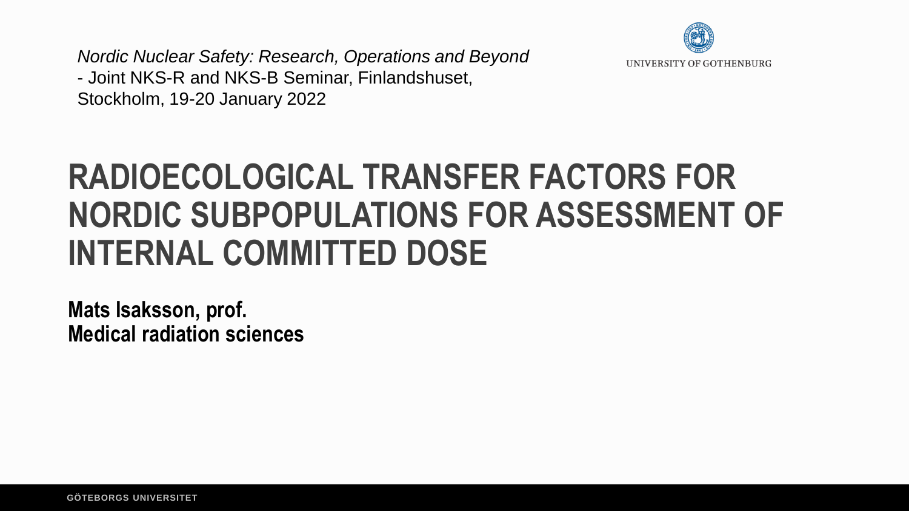*Nordic Nuclear Safety: Research, Operations and Beyond*
- Joint NKS-R and NKS-B Seminar, Finlandshuset, Stockholm, 19-20 January 2022

UNIVERSITY OF GOTHENBURG

# RADIOECOLOGICAL TRANSFER FACTORS FOR NORDIC SUBPOPULATIONS FOR ASSESSMENT OF INTERNAL COMMITTED DOSE

**Mats Isaksson, prof.**
**Medical radiation sciences**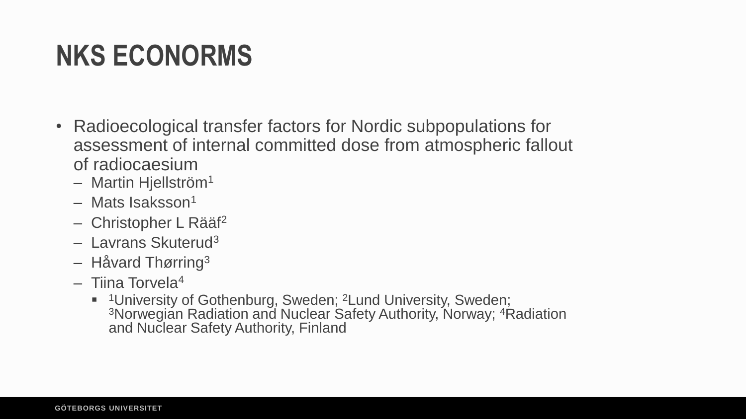# NKS ECONORMS

- Radioecological transfer factors for Nordic subpopulations for assessment of internal committed dose from atmospheric fallout of radiocaesium
  - Martin Hjellström[1]
  - Mats Isaksson[1]
  - Christopher L Rääf[2]
  - Lavrans Skuterud[3]
  - Håvard Thørring[3]
  - Tiina Torvela[4]
    - [1]University of Gothenburg, Sweden; [2]Lund University, Sweden; [3]Norwegian Radiation and Nuclear Safety Authority, Norway; [4]Radiation and Nuclear Safety Authority, Finland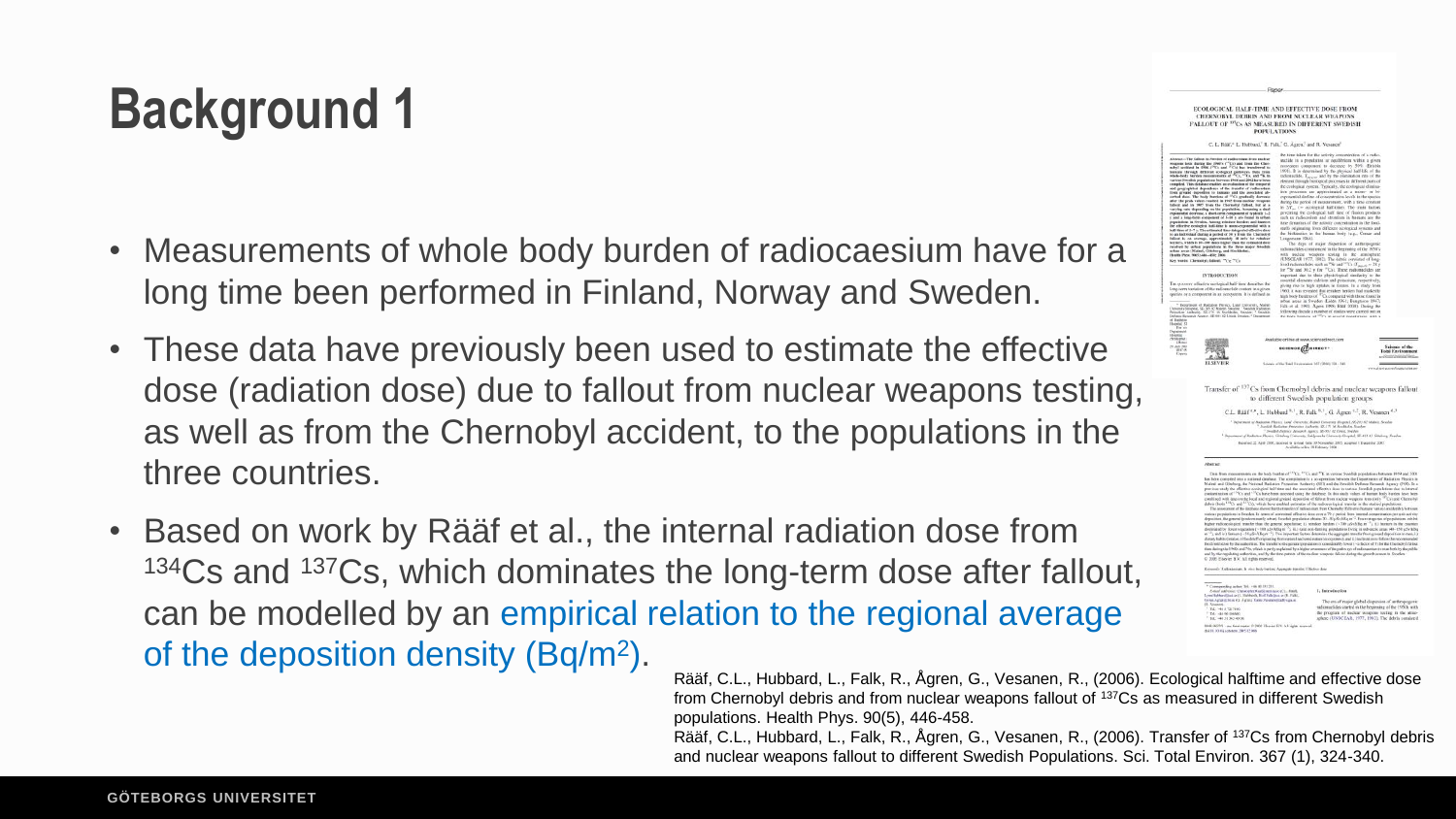# Background 1

- Measurements of whole body burden of radiocaesium have for a long time been performed in Finland, Norway and Sweden.
- These data have previously been used to estimate the effective dose (radiation dose) due to fallout from nuclear weapons testing, as well as from the Chernobyl accident, to the populations in the three countries.
- Based on work by Rääf et al., the internal radiation dose from $^{134}$Cs and $^{137}$Cs, which dominates the long-term dose after fallout, can be modelled by an empirical relation to the regional average of the deposition density (Bq/m$^2$).

Rääf, C.L., Hubbard, L., Falk, R., Ågren, G., Vesanen, R., (2006). Ecological halftime and effective dose from Chernobyl debris and from nuclear weapons fallout of $^{137}$Cs as measured in different Swedish populations. Health Phys. 90(5), 446-458.

Rääf, C.L., Hubbard, L., Falk, R., Ågren, G., Vesanen, R., (2006). Transfer of $^{137}$Cs from Chernobyl debris and nuclear weapons fallout to different Swedish Populations. Sci. Total Environ. 367 (1), 324-340.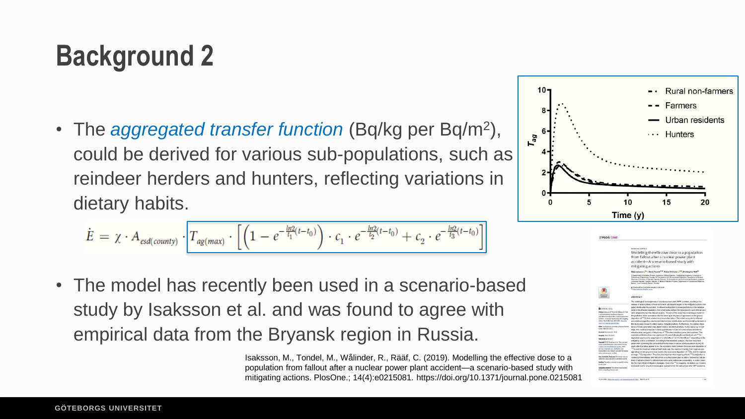# Background 2

- The *aggregated transfer function* (Bq/kg per Bq/m²), could be derived for various sub-populations, such as reindeer herders and hunters, reflecting variations in dietary habits.

$$\dot{E} = \chi \cdot A_{esd(county)} \cdot T_{ag(max)} \cdot \left[ \left(1 - e^{-\frac{ln2}{t_1}(t-t_0)}\right) \cdot c_1 \cdot e^{-\frac{ln2}{t_2}(t-t_0)} + c_2 \cdot e^{-\frac{ln2}{t_3}(t-t_0)} \right]$$

- The model has recently been used in a scenario-based study by Isaksson et al. and was found to agree with empirical data from the Bryansk region in Russia.

$T_{ag}$

10
8
6
4
2
0

0
5
10
15
20

Time (y)

Rural non-farmers
Farmers
Urban residents
Hunters

Isaksson, M., Tondel, M., Wålinder, R., Rääf, C. (2019). Modelling the effective dose to a population from fallout after a nuclear power plant accident—a scenario-based study with mitigating actions. PlosOne.; 14(4):e0215081. https://doi.org/10.1371/journal.pone.0215081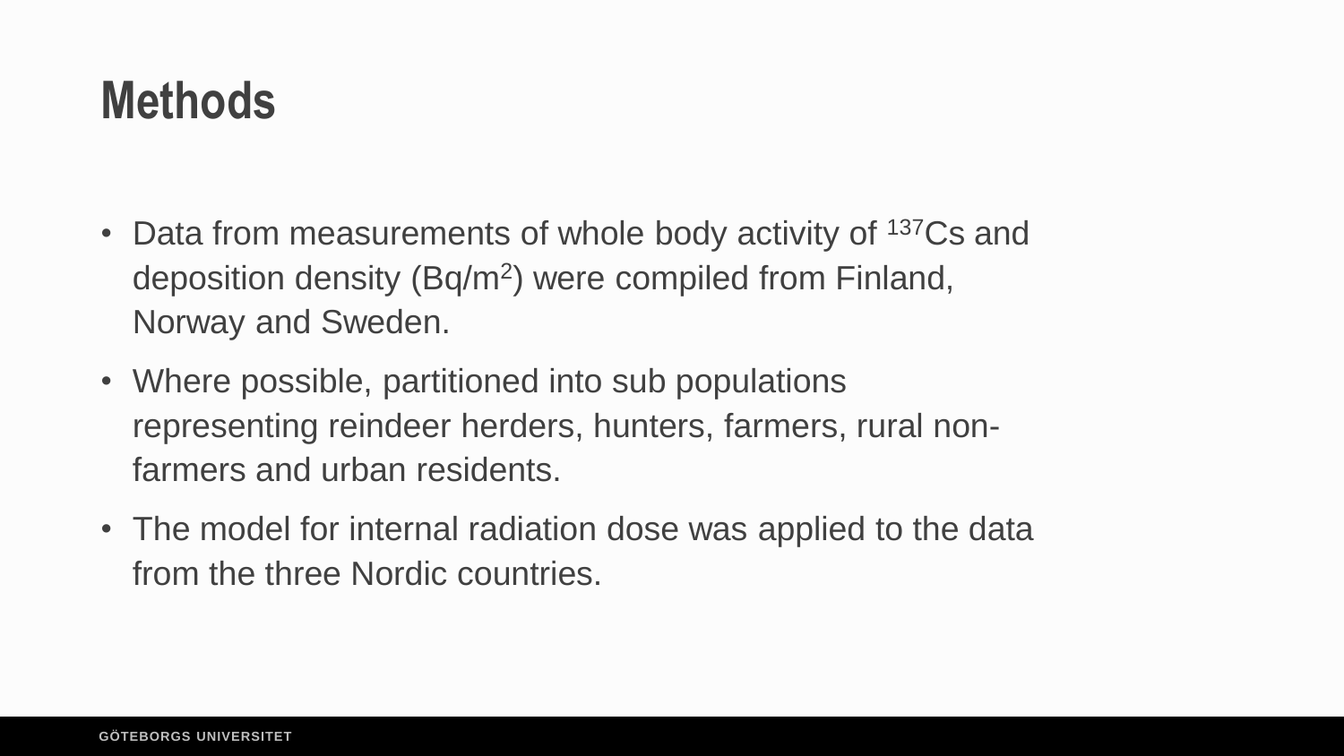# Methods

- Data from measurements of whole body activity of $^{137}Cs$ and deposition density ($Bq/m^2$) were compiled from Finland, Norway and Sweden.
- Where possible, partitioned into sub populations representing reindeer herders, hunters, farmers, rural non-farmers and urban residents.
- The model for internal radiation dose was applied to the data from the three Nordic countries.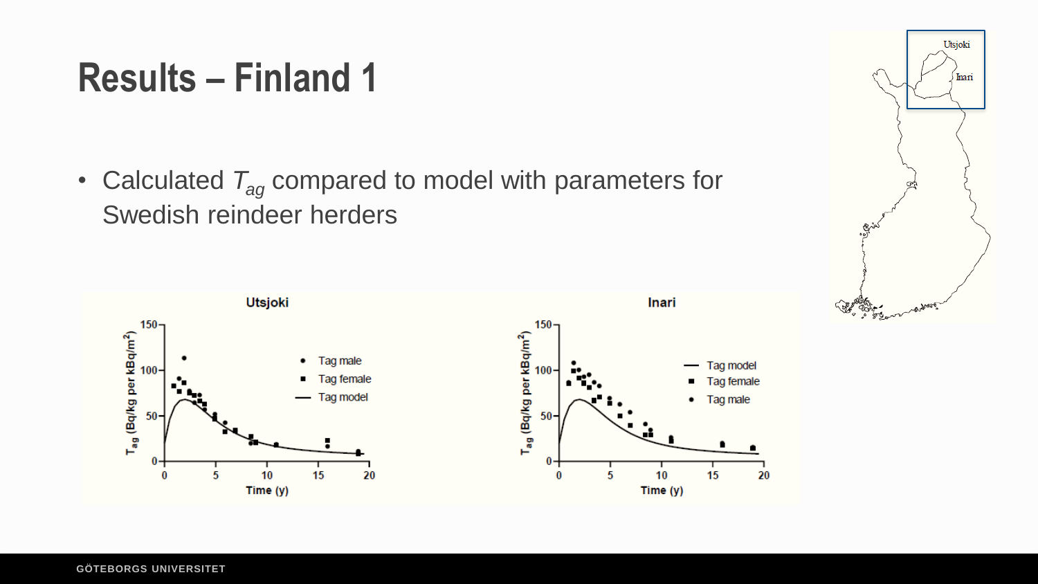# Results – Finland 1

- Calculated $T_{ag}$ compared to model with parameters for Swedish reindeer herders

Utsjoki

150
100
50
0
0 5 10 15 20
Time (y)
$T_{ag}$ (Bq/kg per kBq/m$^2$)

Tag male
Tag female
Tag model

Inari

150
100
50
0
0 5 10 15 20
Time (y)
$T_{ag}$ (Bq/kg per kBq/m$^2$)

Tag model
Tag female
Tag male

Utsjoki
Inari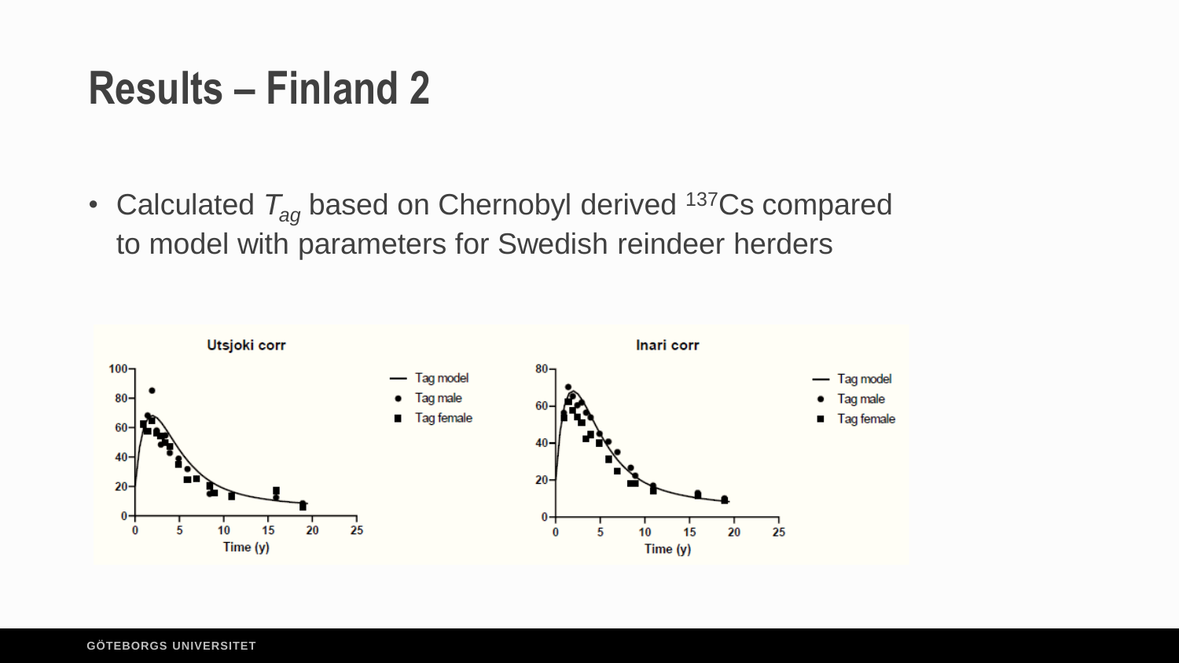# Results – Finland 2

- Calculated $T_{ag}$ based on Chernobyl derived $^{137}Cs$ compared to model with parameters for Swedish reindeer herders

Utsjoki corr

100
80
60
40
20
0
0 5 10 15 20 25
Time (y)

Tag model
Tag male
Tag female

Inari corr

80
60
40
20
0
0 5 10 15 20 25
Time (y)

Tag model
Tag male
Tag female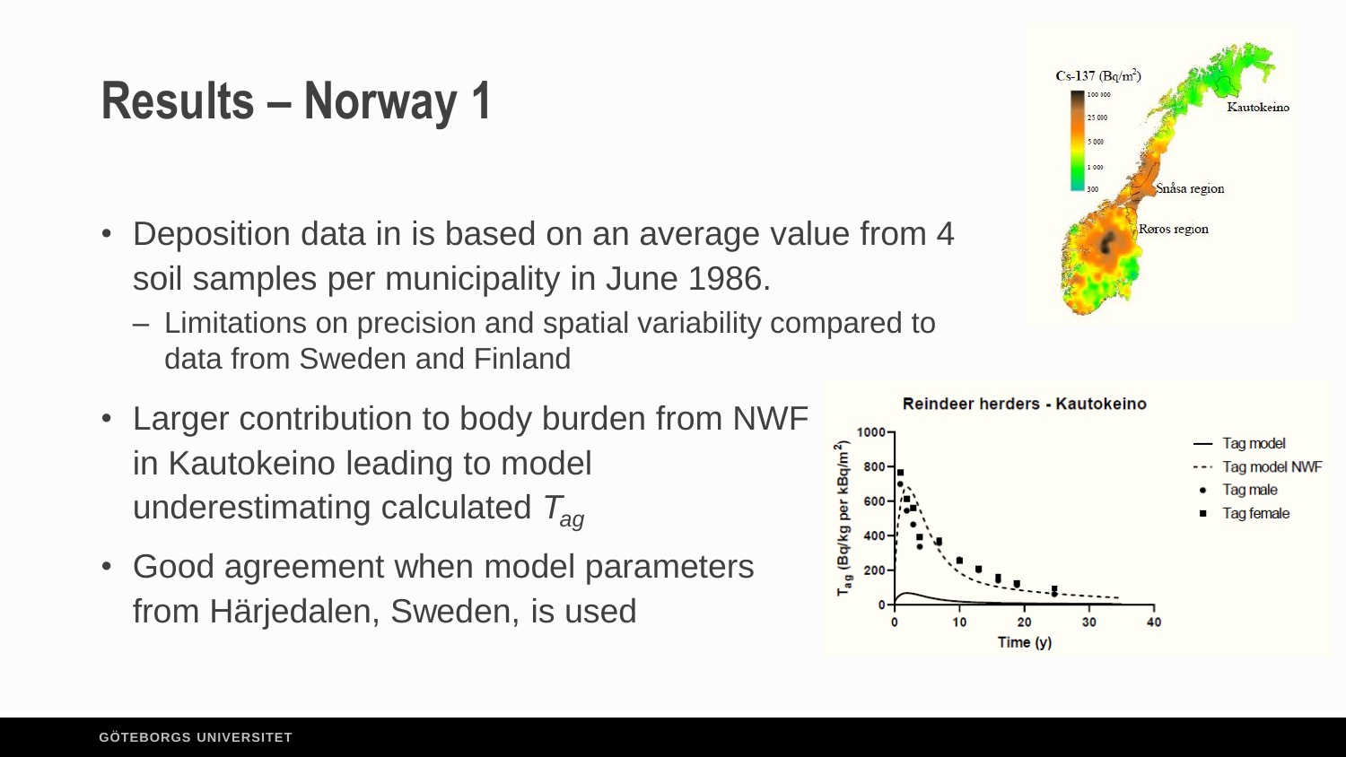# Results – Norway 1

- Deposition data in is based on an average value from 4 soil samples per municipality in June 1986.
  - Limitations on precision and spatial variability compared to data from Sweden and Finland
- Larger contribution to body burden from NWF in Kautokeino leading to model underestimating calculated $T_{ag}$
- Good agreement when model parameters from Härjedalen, Sweden, is used

Cs-137 (Bq/m$^2$)
100 000
25 000
5 000
1 000
300
Kautokeino
Snåsa region
Røros region

Reindeer herders - Kautokeino
$T_{ag}$ (Bq/kg per kBq/m$^2$)
1000
800
600
400
200
0
0
10
20
30
40
Time (y)
Tag model
Tag model NWF
Tag male
Tag female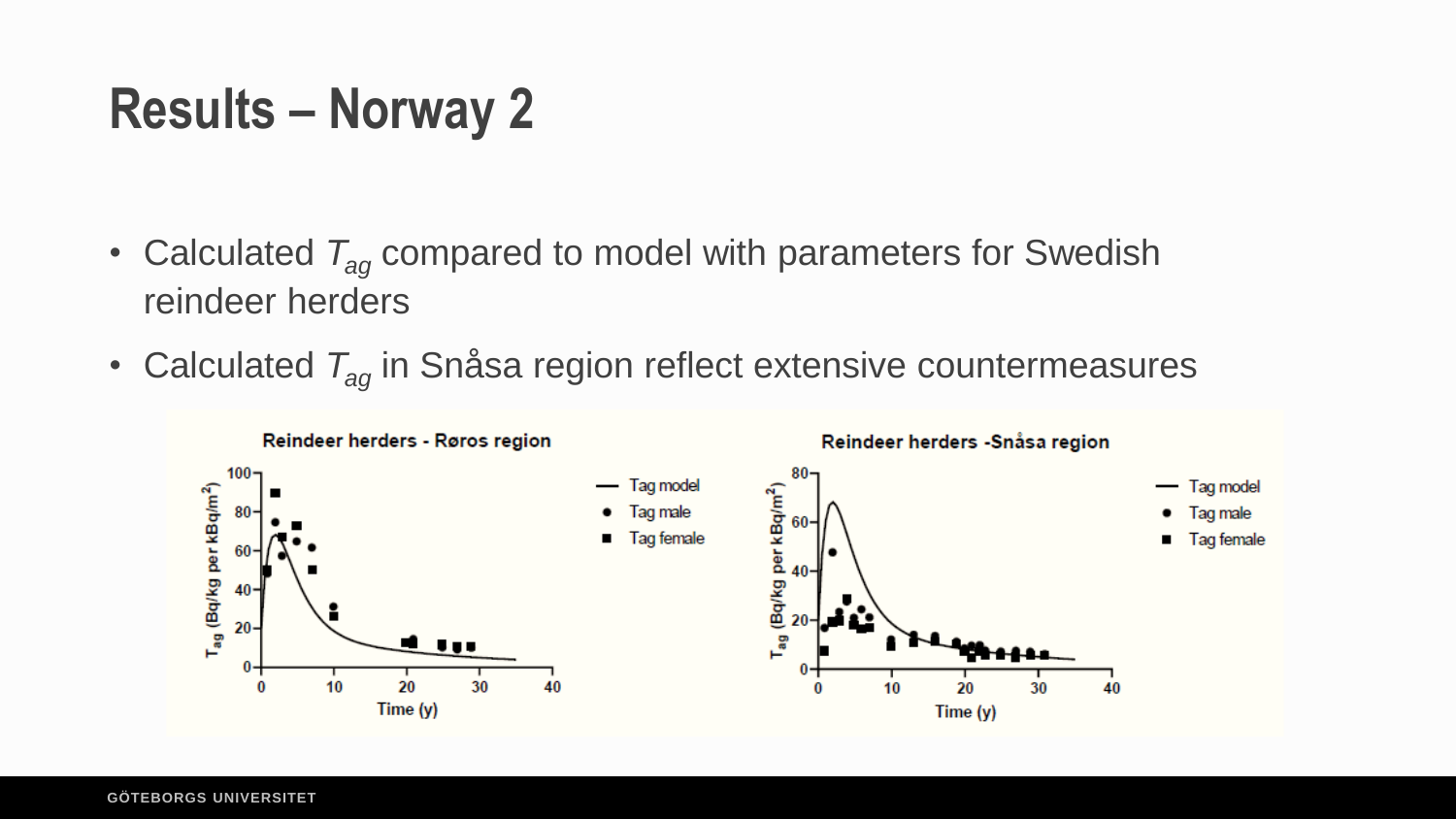# Results – Norway 2

- Calculated $T_{ag}$ compared to model with parameters for Swedish reindeer herders
- Calculated $T_{ag}$ in Snåsa region reflect extensive countermeasures

Reindeer herders - Røros region

$T_{ag}$ (Bq/kg per kBq/m$^2$)

0
20
40
60
80
100

Time (y)

0
10
20
30
40

Tag model
Tag male
Tag female

Reindeer herders -Snåsa region

$T_{ag}$ (Bq/kg per kBq/m$^2$)

0
20
40
60
80

Time (y)

0
10
20
30
40

Tag model
Tag male
Tag female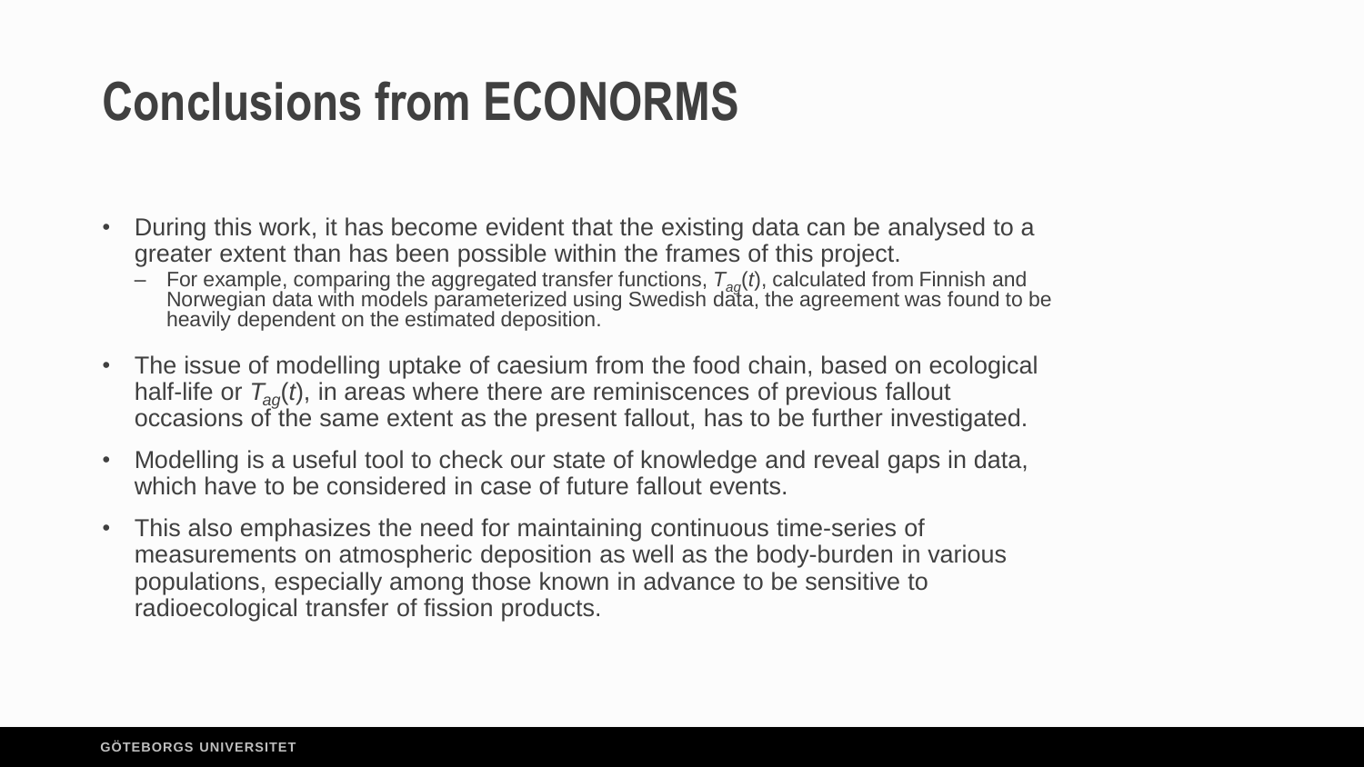# Conclusions from ECONORMS

- During this work, it has become evident that the existing data can be analysed to a greater extent than has been possible within the frames of this project.
  - For example, comparing the aggregated transfer functions, $T_{ag}(t)$, calculated from Finnish and Norwegian data with models parameterized using Swedish data, the agreement was found to be heavily dependent on the estimated deposition.
- The issue of modelling uptake of caesium from the food chain, based on ecological half-life or $T_{ag}(t)$, in areas where there are reminiscences of previous fallout occasions of the same extent as the present fallout, has to be further investigated.
- Modelling is a useful tool to check our state of knowledge and reveal gaps in data, which have to be considered in case of future fallout events.
- This also emphasizes the need for maintaining continuous time-series of measurements on atmospheric deposition as well as the body-burden in various populations, especially among those known in advance to be sensitive to radioecological transfer of fission products.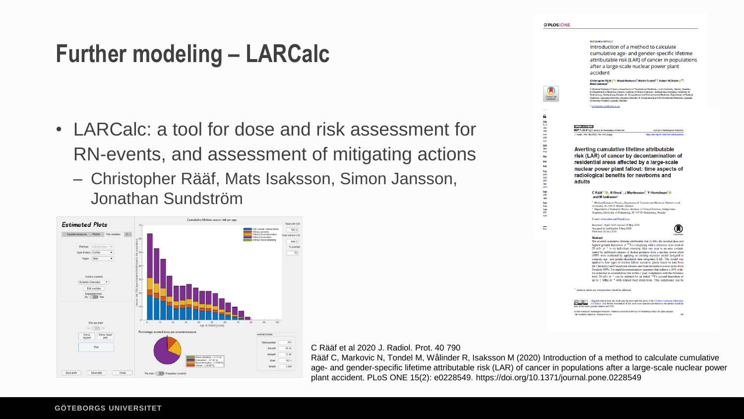# Further modeling – LARCalc

- LARCalc: a tool for dose and risk assessment for RN-events, and assessment of mitigating actions
  - Christopher Rääf, Mats Isaksson, Simon Jansson, Jonathan Sundström

C Rääf et al 2020 J. Radiol. Prot. 40 790

Rääf C, Markovic N, Tondel M, Wålinder R, Isaksson M (2020) Introduction of a method to calculate cumulative age- and gender-specific lifetime attributable risk (LAR) of cancer in populations after a large-scale nuclear power plant accident. PLoS ONE 15(2): e0228549. https://doi.org/10.1371/journal.pone.0228549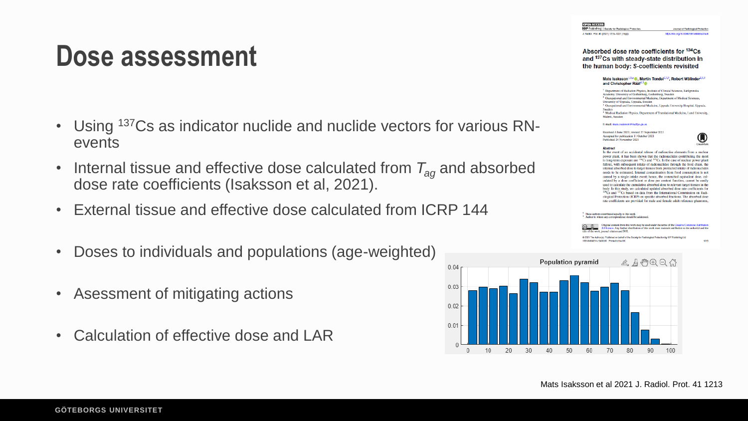# Dose assessment

- Using $^{137}$Cs as indicator nuclide and nuclide vectors for various RN-events
- Internal tissue and effective dose calculated from $T_{ag}$ and absorbed dose rate coefficients (Isaksson et al, 2021).
- External tissue and effective dose calculated from ICRP 144
- Doses to individuals and populations (age-weighted)
- Asessment of mitigating actions
- Calculation of effective dose and LAR

Population pyramid

0.04
0.03
0.02
0.01
0

0 10 20 30 40 50 60 70 80 90 100

Mats Isaksson et al 2021 J. Radiol. Prot. 41 1213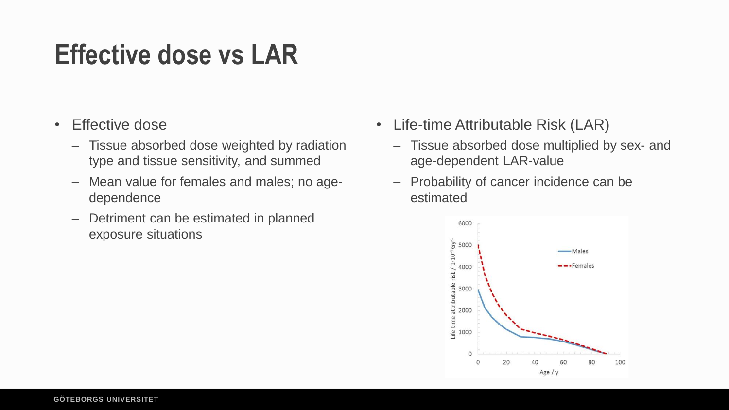# Effective dose vs LAR

- Effective dose
  - Tissue absorbed dose weighted by radiation type and tissue sensitivity, and summed
  - Mean value for females and males; no age-dependence
  - Detriment can be estimated in planned exposure situations

- Life-time Attributable Risk (LAR)
  - Tissue absorbed dose multiplied by sex- and age-dependent LAR-value
  - Probability of cancer incidence can be estimated

Life time attributable risk / $1 \cdot 10^{-4}$ Gy$^{-1}$

6000
5000
4000
3000
2000
1000
0

0
20
40
60
80
100

Age / y

Males
Females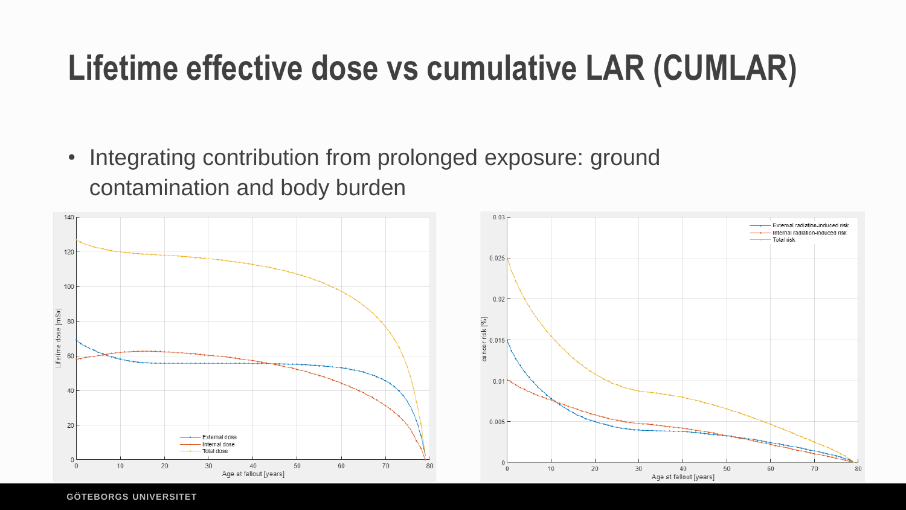# Lifetime effective dose vs cumulative LAR (CUMLAR)

- Integrating contribution from prolonged exposure: ground contamination and body burden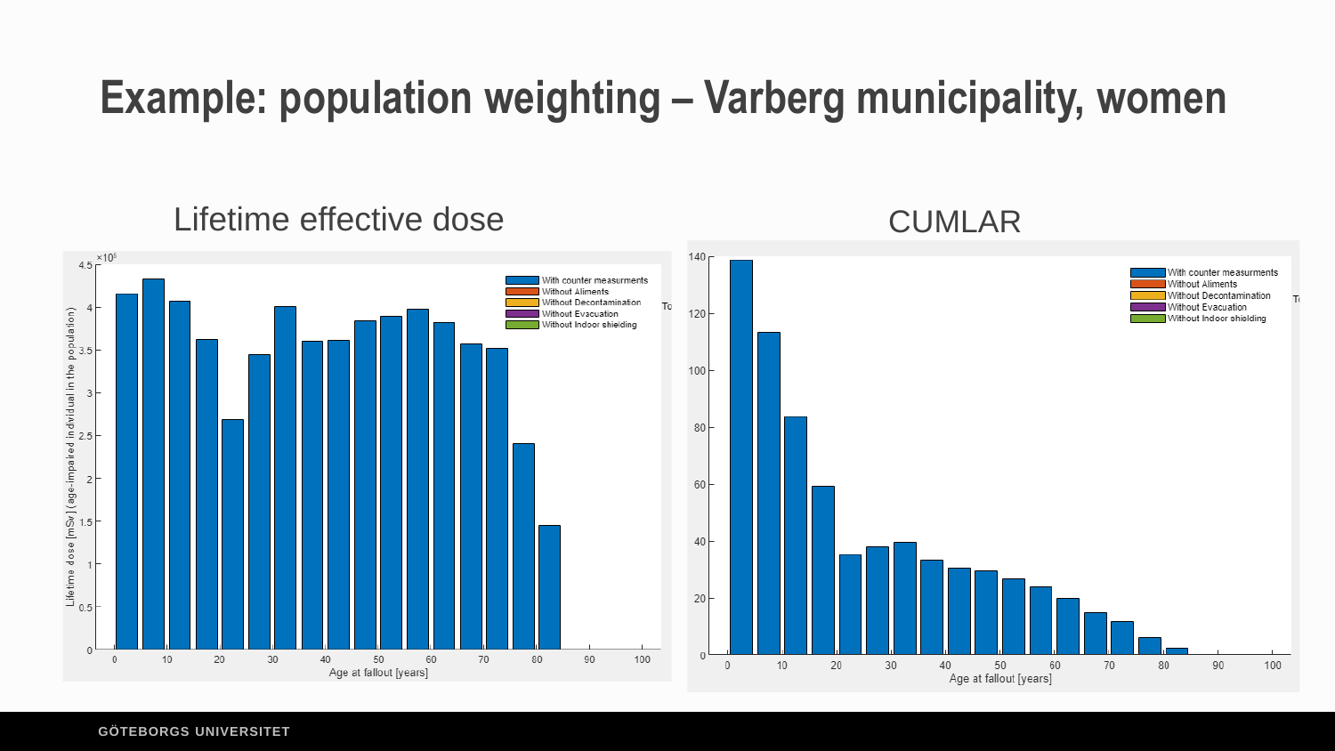# Example: population weighting – Varberg municipality, women

## Lifetime effective dose

×10⁵

4.5
4
3.5
3
2.5
2
1.5
1
0.5
0

Lifetime dose [mSv] (age-impaired individual in the population)

0 10 20 30 40 50 60 70 80 90 100

Age at fallout [years]

With counter measurments
Without Aliments
Without Decontamination
Without Evacuation
Without Indoor shielding

## CUMLAR

140
120
100
80
60
40
20
0

0 10 20 30 40 50 60 70 80 90 100

Age at fallout [years]

With counter measurments
Without Aliments
Without Decontamination
Without Evacuation
Without Indoor shielding

GÖTEBORGS UNIVERSITET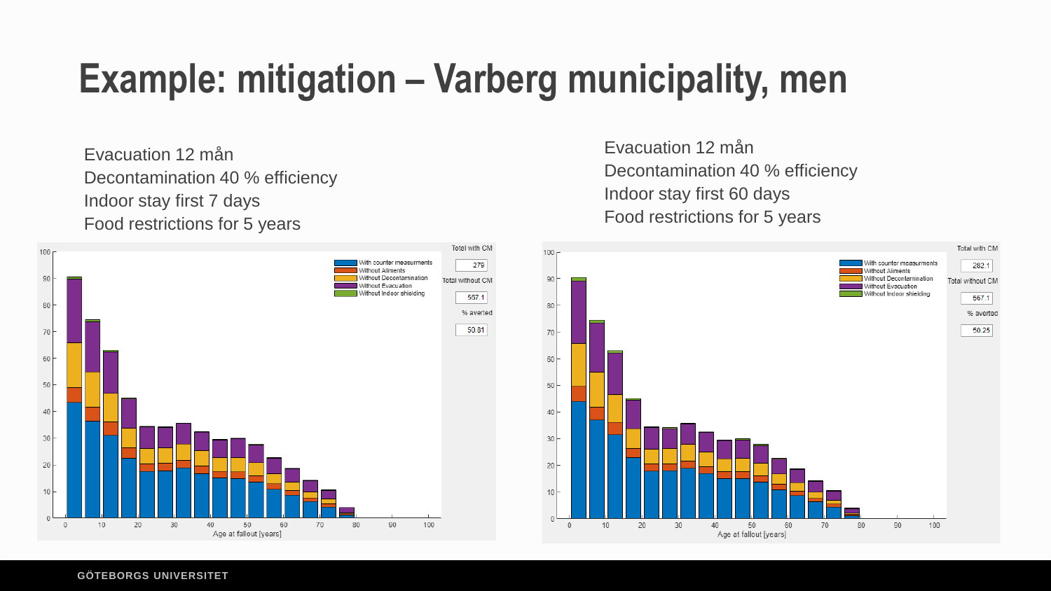# Example: mitigation – Varberg municipality, men

Evacuation 12 mån
Decontamination 40 % efficiency
Indoor stay first 7 days
Food restrictions for 5 years

With counter measurments
Without Aliments
Without Decontamination
Without Evacuation
Without Indoor shielding

Total with CM
279
Total without CM
567.1
% averted
50.81

Age at fallout [years]

Evacuation 12 mån
Decontamination 40 % efficiency
Indoor stay first 60 days
Food restrictions for 5 years

With counter measurments
Without Aliments
Without Decontamination
Without Evacuation
Without Indoor shielding

Total with CM
282.1
Total without CM
567.1
% averted
50.25

Age at fallout [years]

GÖTEBORGS UNIVERSITET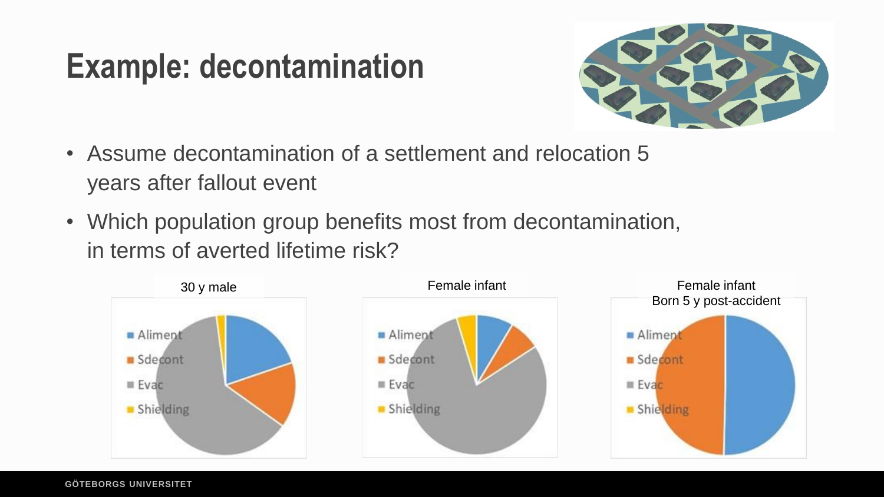# Example: decontamination

- Assume decontamination of a settlement and relocation 5 years after fallout event
- Which population group benefits most from decontamination, in terms of averted lifetime risk?

30 y male

Aliment
Sdecont
Evac
Shielding

Female infant

Aliment
Sdecont
Evac
Shielding

Female infant
Born 5 y post-accident

Aliment
Sdecont
Evac
Shielding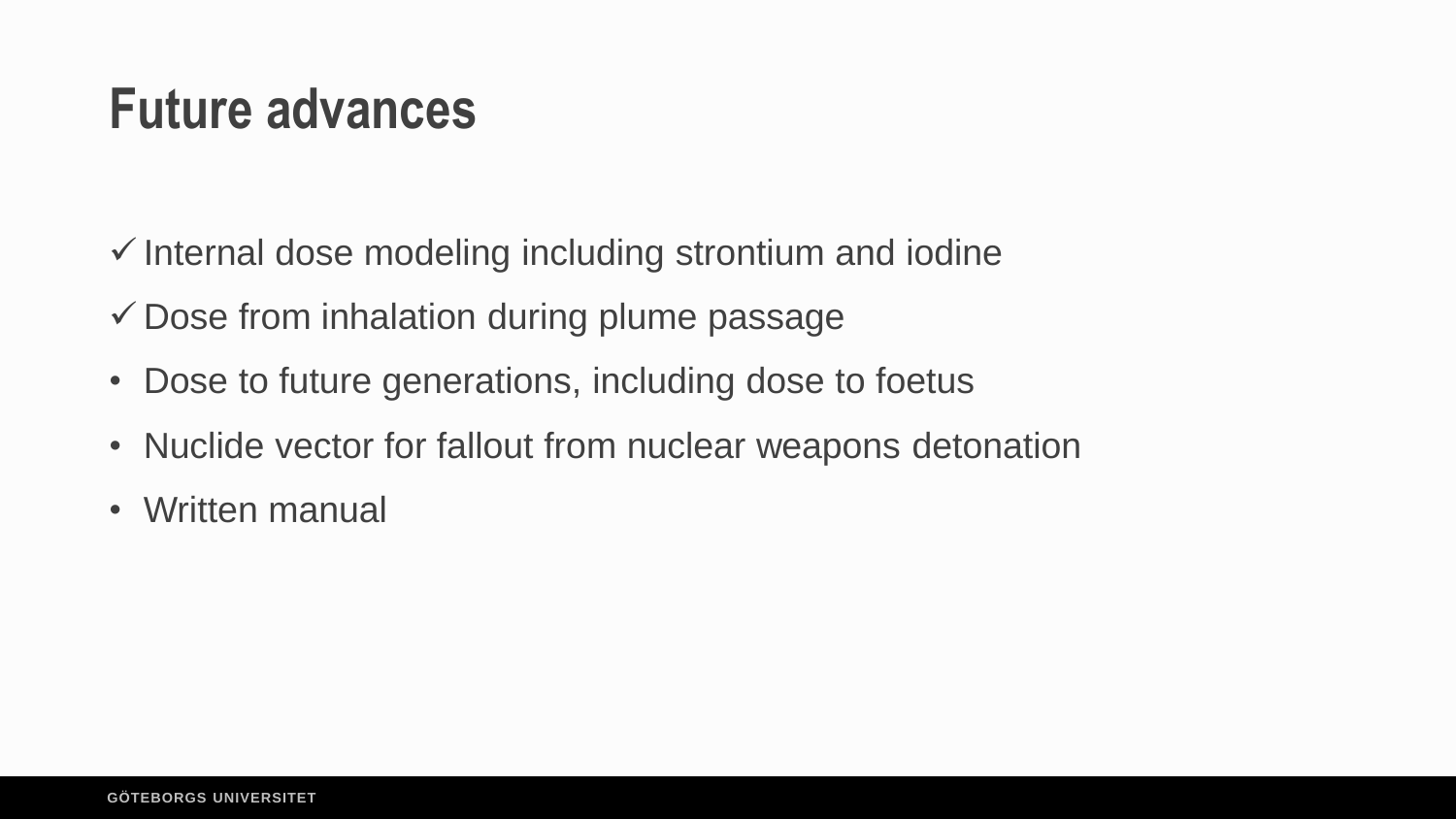# Future advances

- ✓ Internal dose modeling including strontium and iodine
- ✓ Dose from inhalation during plume passage
- Dose to future generations, including dose to foetus
- Nuclide vector for fallout from nuclear weapons detonation
- Written manual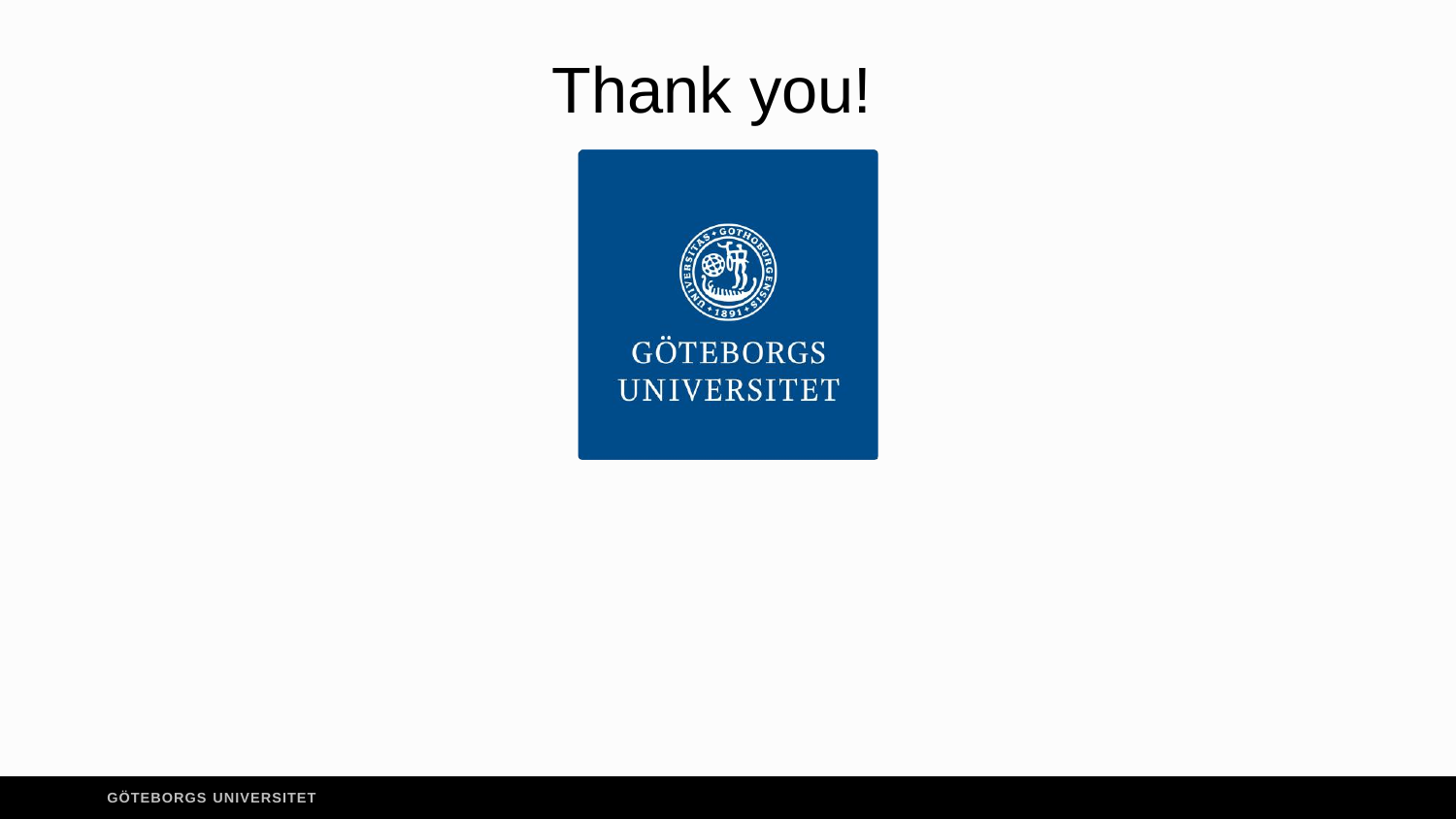# Thank you!